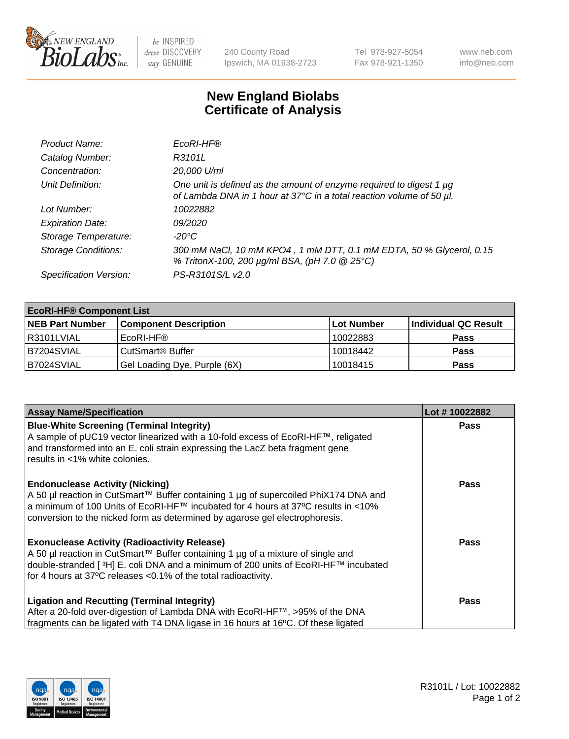# New England Biolabs Certificate of Analysis

| | |
|---|---|
| *Product Name:* | *EcoRI-HF®* |
| *Catalog Number:* | *R3101L* |
| *Concentration:* | *20,000 U/ml* |
| *Unit Definition:* | *One unit is defined as the amount of enzyme required to digest 1 µg of Lambda DNA in 1 hour at 37°C in a total reaction volume of 50 µl.* |
| *Lot Number:* | *10022882* |
| *Expiration Date:* | *09/2020* |
| *Storage Temperature:* | *-20°C* |
| *Storage Conditions:* | *300 mM NaCl, 10 mM KPO4 , 1 mM DTT, 0.1 mM EDTA, 50 % Glycerol, 0.15 % TritonX-100, 200 µg/ml BSA, (pH 7.0 @ 25°C)* |
| *Specification Version:* | *PS-R3101S/L v2.0* |

| EcoRI-HF® Component List | | | |
|---|---|---|---|
| **NEB Part Number** | **Component Description** | **Lot Number** | **Individual QC Result** |
| R3101LVIAL | EcoRI-HF® | 10022883 | **Pass** |
| B7204SVIAL | CutSmart® Buffer | 10018442 | **Pass** |
| B7024SVIAL | Gel Loading Dye, Purple (6X) | 10018415 | **Pass** |

| Assay Name/Specification | Lot # 10022882 |
|---|---|
| **Blue-White Screening (Terminal Integrity)** A sample of pUC19 vector linearized with a 10-fold excess of EcoRI-HF™, religated and transformed into an E. coli strain expressing the LacZ beta fragment gene results in <1% white colonies. | **Pass** |
| **Endonuclease Activity (Nicking)** A 50 µl reaction in CutSmart™ Buffer containing 1 µg of supercoiled PhiX174 DNA and a minimum of 100 Units of EcoRI-HF™ incubated for 4 hours at 37ºC results in <10% conversion to the nicked form as determined by agarose gel electrophoresis. | **Pass** |
| **Exonuclease Activity (Radioactivity Release)** A 50 µl reaction in CutSmart™ Buffer containing 1 µg of a mixture of single and double-stranded [ $^3$H] E. coli DNA and a minimum of 200 units of EcoRI-HF™ incubated for 4 hours at 37ºC releases <0.1% of the total radioactivity. | **Pass** |
| **Ligation and Recutting (Terminal Integrity)** After a 20-fold over-digestion of Lambda DNA with EcoRI-HF™, >95% of the DNA fragments can be ligated with T4 DNA ligase in 16 hours at 16ºC. Of these ligated | **Pass** |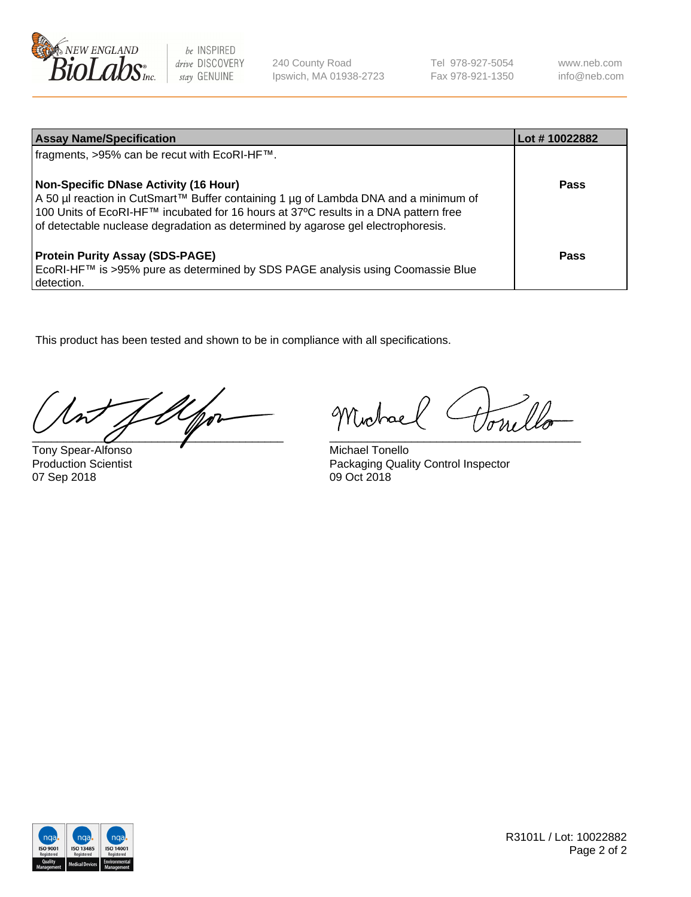| Assay Name/Specification | Lot # 10022882 |
| --- | --- |
| fragments, >95% can be recut with EcoRI-HF™. | |
| **Non-Specific DNase Activity (16 Hour)**<br>A 50 µl reaction in CutSmart™ Buffer containing 1 µg of Lambda DNA and a minimum of 100 Units of EcoRI-HF™ incubated for 16 hours at 37ºC results in a DNA pattern free of detectable nuclease degradation as determined by agarose gel electrophoresis. | **Pass** |
| **Protein Purity Assay (SDS-PAGE)**<br>EcoRI-HF™ is >95% pure as determined by SDS PAGE analysis using Coomassie Blue detection. | **Pass** |

This product has been tested and shown to be in compliance with all specifications.

Tony Spear-Alfonso
Production Scientist
07 Sep 2018

Michael Tonello
Packaging Quality Control Inspector
09 Oct 2018

R3101L / Lot: 10022882